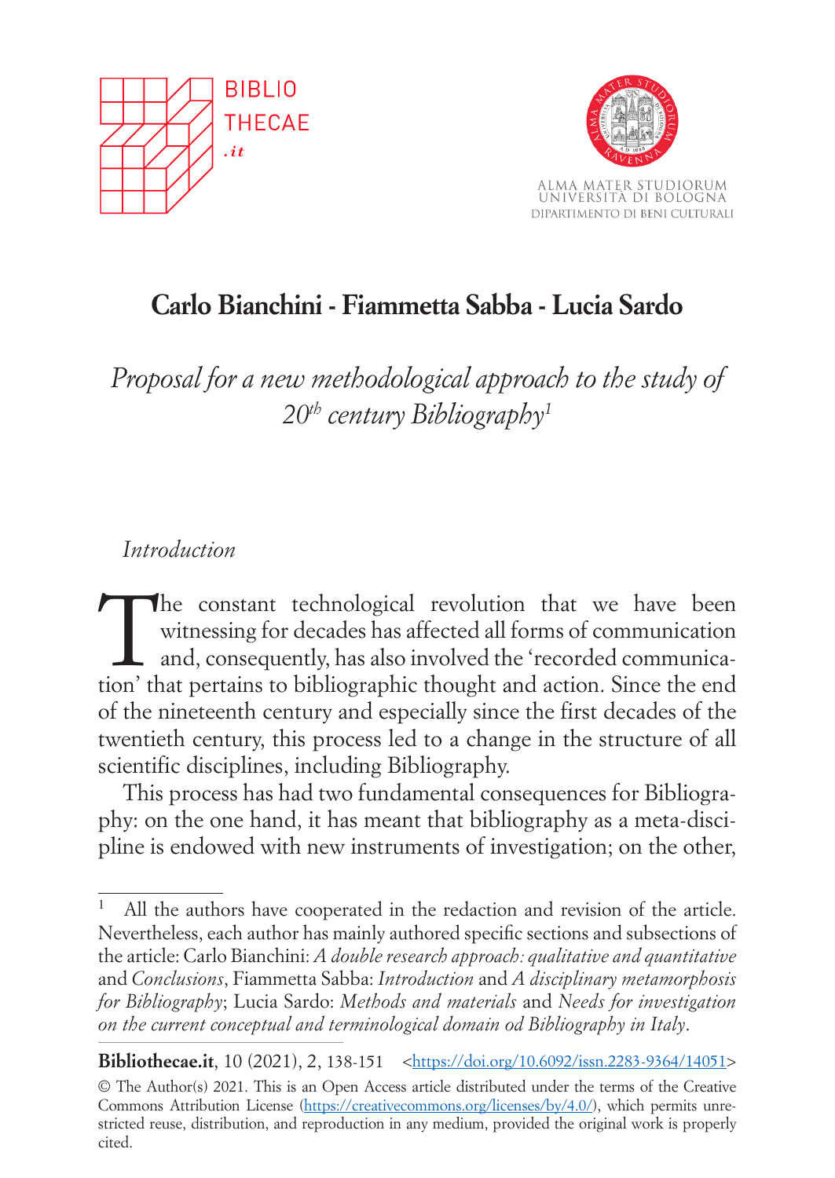# Carlo Bianchini - Fiammetta Sabba - Lucia Sardo

## *Proposal for a new methodological approach to the study of 20$^{th}$ century Bibliography*[1]

### *Introduction*

The constant technological revolution that we have been witnessing for decades has affected all forms of communication and, consequently, has also involved the 'recorded communication' that pertains to bibliographic thought and action. Since the end of the nineteenth century and especially since the first decades of the twentieth century, this process led to a change in the structure of all scientific disciplines, including Bibliography.

This process has had two fundamental consequences for Bibliography: on the one hand, it has meant that bibliography as a meta-discipline is endowed with new instruments of investigation; on the other,

---

[1] All the authors have cooperated in the redaction and revision of the article. Nevertheless, each author has mainly authored specific sections and subsections of the article: Carlo Bianchini: *A double research approach: qualitative and quantitative* and *Conclusions*, Fiammetta Sabba: *Introduction* and *A disciplinary metamorphosis for Bibliography*; Lucia Sardo: *Methods and materials* and *Needs for investigation on the current conceptual and terminological domain od Bibliography in Italy*.

**Bibliothecae.it**, 10 (2021), 2, 138-151 <https://doi.org/10.6092/issn.2283-9364/14051>

© The Author(s) 2021. This is an Open Access article distributed under the terms of the Creative Commons Attribution License (https://creativecommons.org/licenses/by/4.0/), which permits unrestricted reuse, distribution, and reproduction in any medium, provided the original work is properly cited.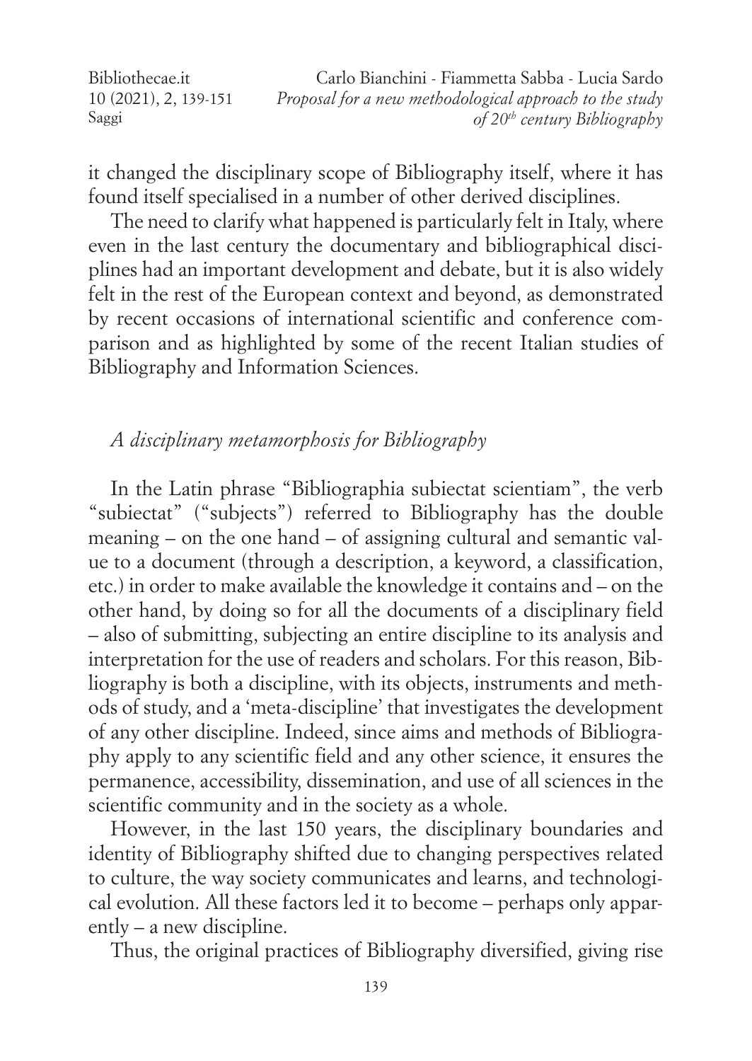it changed the disciplinary scope of Bibliography itself, where it has found itself specialised in a number of other derived disciplines.

The need to clarify what happened is particularly felt in Italy, where even in the last century the documentary and bibliographical disciplines had an important development and debate, but it is also widely felt in the rest of the European context and beyond, as demonstrated by recent occasions of international scientific and conference comparison and as highlighted by some of the recent Italian studies of Bibliography and Information Sciences.

## *A disciplinary metamorphosis for Bibliography*

In the Latin phrase "Bibliographia subiectat scientiam", the verb "subiectat" ("subjects") referred to Bibliography has the double meaning – on the one hand – of assigning cultural and semantic value to a document (through a description, a keyword, a classification, etc.) in order to make available the knowledge it contains and – on the other hand, by doing so for all the documents of a disciplinary field – also of submitting, subjecting an entire discipline to its analysis and interpretation for the use of readers and scholars. For this reason, Bibliography is both a discipline, with its objects, instruments and methods of study, and a 'meta-discipline' that investigates the development of any other discipline. Indeed, since aims and methods of Bibliography apply to any scientific field and any other science, it ensures the permanence, accessibility, dissemination, and use of all sciences in the scientific community and in the society as a whole.

However, in the last 150 years, the disciplinary boundaries and identity of Bibliography shifted due to changing perspectives related to culture, the way society communicates and learns, and technological evolution. All these factors led it to become – perhaps only apparently – a new discipline.

Thus, the original practices of Bibliography diversified, giving rise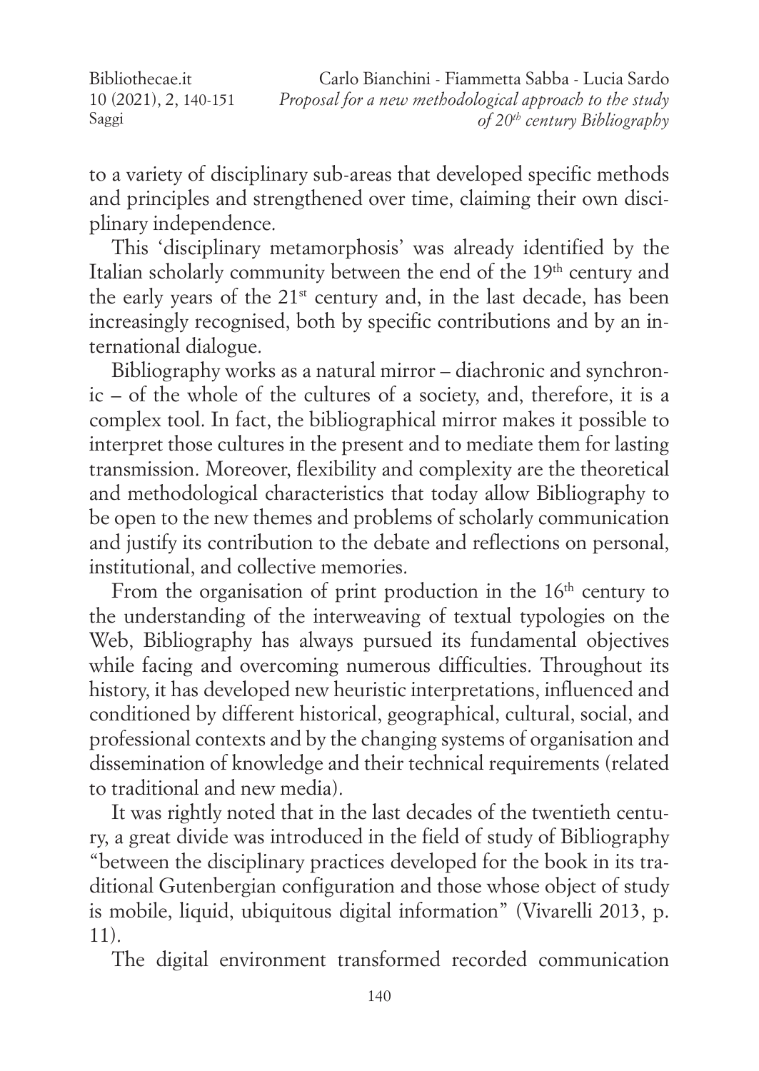to a variety of disciplinary sub-areas that developed specific methods and principles and strengthened over time, claiming their own disciplinary independence.

This 'disciplinary metamorphosis' was already identified by the Italian scholarly community between the end of the 19th century and the early years of the 21st century and, in the last decade, has been increasingly recognised, both by specific contributions and by an international dialogue.

Bibliography works as a natural mirror – diachronic and synchronic – of the whole of the cultures of a society, and, therefore, it is a complex tool. In fact, the bibliographical mirror makes it possible to interpret those cultures in the present and to mediate them for lasting transmission. Moreover, flexibility and complexity are the theoretical and methodological characteristics that today allow Bibliography to be open to the new themes and problems of scholarly communication and justify its contribution to the debate and reflections on personal, institutional, and collective memories.

From the organisation of print production in the 16th century to the understanding of the interweaving of textual typologies on the Web, Bibliography has always pursued its fundamental objectives while facing and overcoming numerous difficulties. Throughout its history, it has developed new heuristic interpretations, influenced and conditioned by different historical, geographical, cultural, social, and professional contexts and by the changing systems of organisation and dissemination of knowledge and their technical requirements (related to traditional and new media).

It was rightly noted that in the last decades of the twentieth century, a great divide was introduced in the field of study of Bibliography "between the disciplinary practices developed for the book in its traditional Gutenbergian configuration and those whose object of study is mobile, liquid, ubiquitous digital information" (Vivarelli 2013, p. 11).

The digital environment transformed recorded communication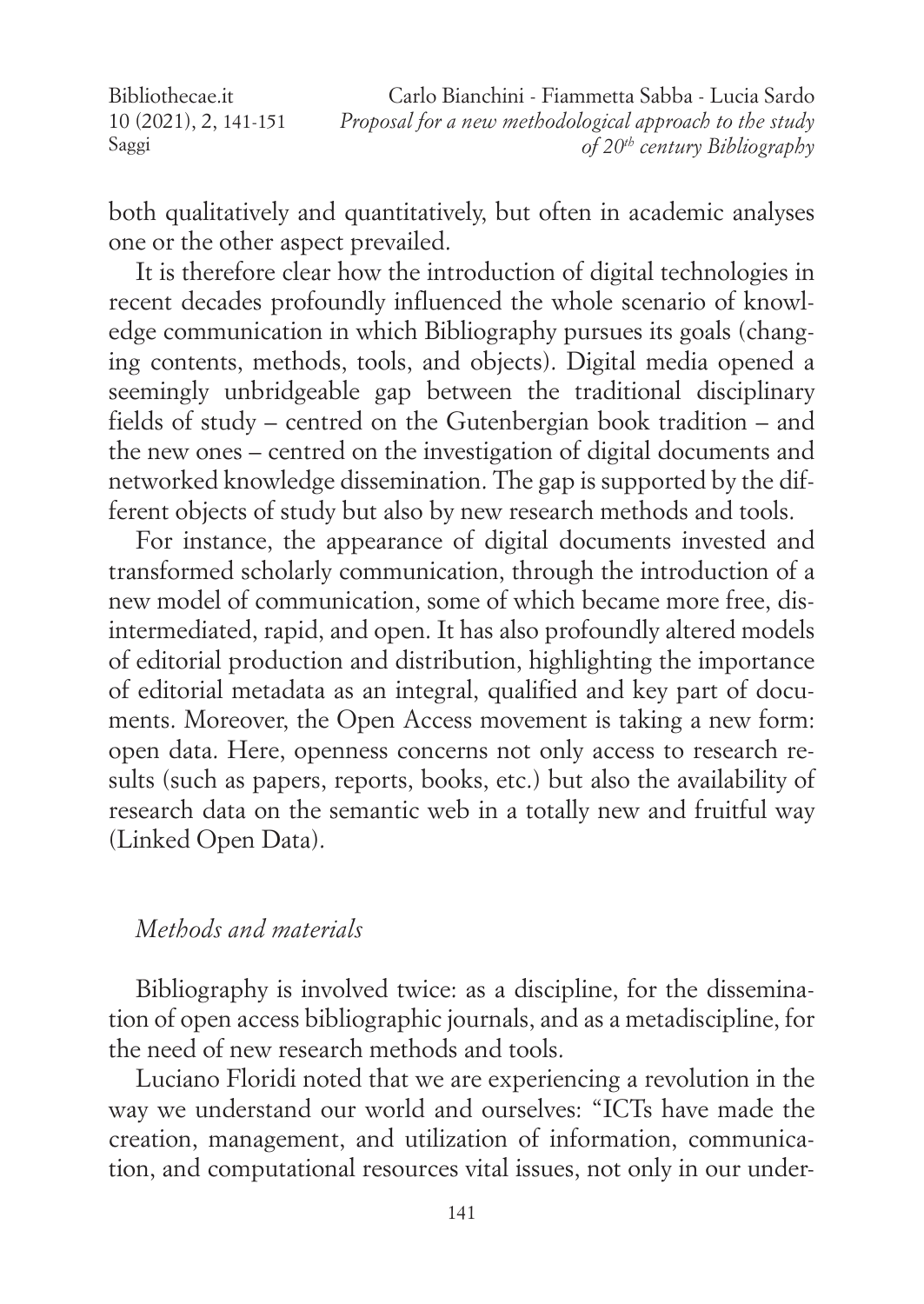both qualitatively and quantitatively, but often in academic analyses one or the other aspect prevailed.

It is therefore clear how the introduction of digital technologies in recent decades profoundly influenced the whole scenario of knowledge communication in which Bibliography pursues its goals (changing contents, methods, tools, and objects). Digital media opened a seemingly unbridgeable gap between the traditional disciplinary fields of study – centred on the Gutenbergian book tradition – and the new ones – centred on the investigation of digital documents and networked knowledge dissemination. The gap is supported by the different objects of study but also by new research methods and tools.

For instance, the appearance of digital documents invested and transformed scholarly communication, through the introduction of a new model of communication, some of which became more free, disintermediated, rapid, and open. It has also profoundly altered models of editorial production and distribution, highlighting the importance of editorial metadata as an integral, qualified and key part of documents. Moreover, the Open Access movement is taking a new form: open data. Here, openness concerns not only access to research results (such as papers, reports, books, etc.) but also the availability of research data on the semantic web in a totally new and fruitful way (Linked Open Data).

## *Methods and materials*

Bibliography is involved twice: as a discipline, for the dissemination of open access bibliographic journals, and as a metadiscipline, for the need of new research methods and tools.

Luciano Floridi noted that we are experiencing a revolution in the way we understand our world and ourselves: "ICTs have made the creation, management, and utilization of information, communication, and computational resources vital issues, not only in our under-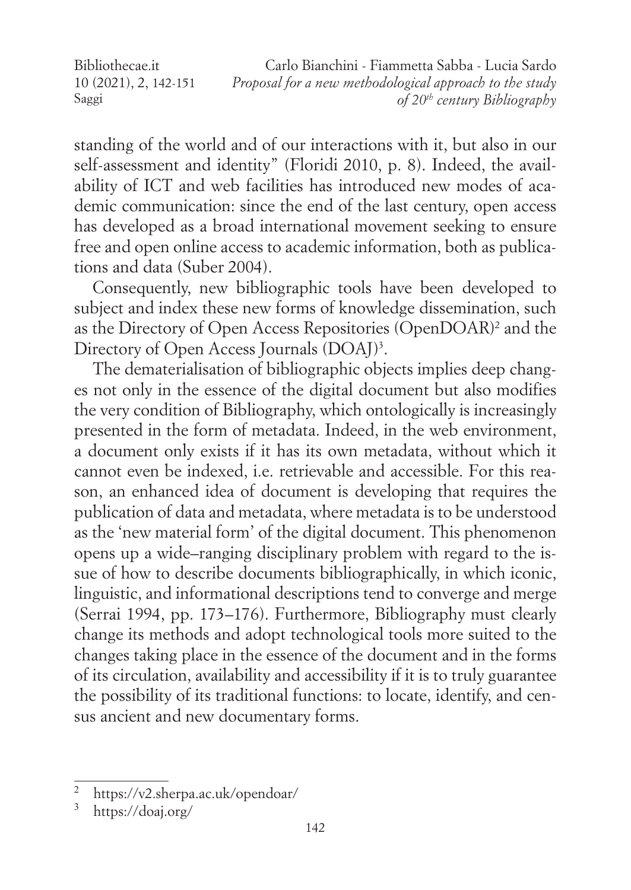standing of the world and of our interactions with it, but also in our self-assessment and identity" (Floridi 2010, p. 8). Indeed, the availability of ICT and web facilities has introduced new modes of academic communication: since the end of the last century, open access has developed as a broad international movement seeking to ensure free and open online access to academic information, both as publications and data (Suber 2004).

Consequently, new bibliographic tools have been developed to subject and index these new forms of knowledge dissemination, such as the Directory of Open Access Repositories (OpenDOAR)[2] and the Directory of Open Access Journals (DOAJ)[3].

The dematerialisation of bibliographic objects implies deep changes not only in the essence of the digital document but also modifies the very condition of Bibliography, which ontologically is increasingly presented in the form of metadata. Indeed, in the web environment, a document only exists if it has its own metadata, without which it cannot even be indexed, i.e. retrievable and accessible. For this reason, an enhanced idea of document is developing that requires the publication of data and metadata, where metadata is to be understood as the 'new material form' of the digital document. This phenomenon opens up a wide–ranging disciplinary problem with regard to the issue of how to describe documents bibliographically, in which iconic, linguistic, and informational descriptions tend to converge and merge (Serrai 1994, pp. 173–176). Furthermore, Bibliography must clearly change its methods and adopt technological tools more suited to the changes taking place in the essence of the document and in the forms of its circulation, availability and accessibility if it is to truly guarantee the possibility of its traditional functions: to locate, identify, and census ancient and new documentary forms.

---

[2] https://v2.sherpa.ac.uk/opendoar/

[3] https://doaj.org/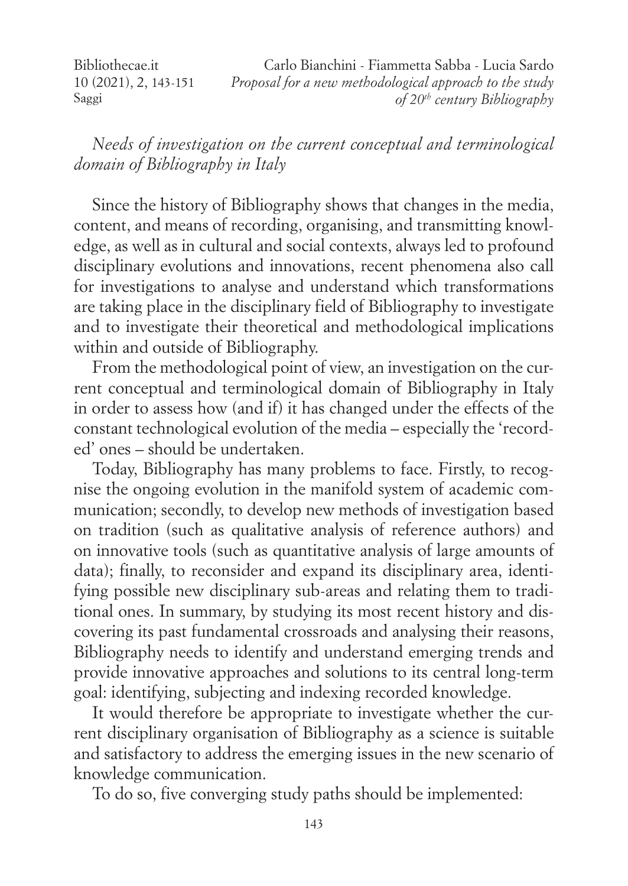*Needs of investigation on the current conceptual and terminological domain of Bibliography in Italy*

Since the history of Bibliography shows that changes in the media, content, and means of recording, organising, and transmitting knowledge, as well as in cultural and social contexts, always led to profound disciplinary evolutions and innovations, recent phenomena also call for investigations to analyse and understand which transformations are taking place in the disciplinary field of Bibliography to investigate and to investigate their theoretical and methodological implications within and outside of Bibliography.

From the methodological point of view, an investigation on the current conceptual and terminological domain of Bibliography in Italy in order to assess how (and if) it has changed under the effects of the constant technological evolution of the media – especially the 'recorded' ones – should be undertaken.

Today, Bibliography has many problems to face. Firstly, to recognise the ongoing evolution in the manifold system of academic communication; secondly, to develop new methods of investigation based on tradition (such as qualitative analysis of reference authors) and on innovative tools (such as quantitative analysis of large amounts of data); finally, to reconsider and expand its disciplinary area, identifying possible new disciplinary sub-areas and relating them to traditional ones. In summary, by studying its most recent history and discovering its past fundamental crossroads and analysing their reasons, Bibliography needs to identify and understand emerging trends and provide innovative approaches and solutions to its central long-term goal: identifying, subjecting and indexing recorded knowledge.

It would therefore be appropriate to investigate whether the current disciplinary organisation of Bibliography as a science is suitable and satisfactory to address the emerging issues in the new scenario of knowledge communication.

To do so, five converging study paths should be implemented: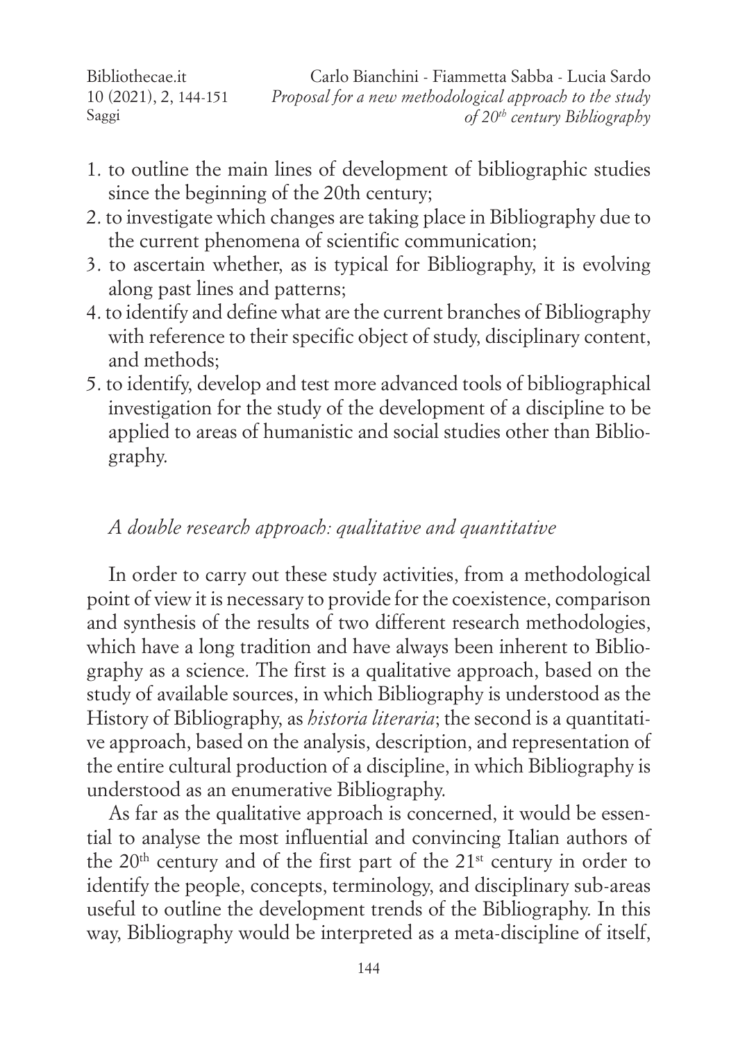1. to outline the main lines of development of bibliographic studies since the beginning of the 20th century;
2. to investigate which changes are taking place in Bibliography due to the current phenomena of scientific communication;
3. to ascertain whether, as is typical for Bibliography, it is evolving along past lines and patterns;
4. to identify and define what are the current branches of Bibliography with reference to their specific object of study, disciplinary content, and methods;
5. to identify, develop and test more advanced tools of bibliographical investigation for the study of the development of a discipline to be applied to areas of humanistic and social studies other than Bibliography.

*A double research approach: qualitative and quantitative*

In order to carry out these study activities, from a methodological point of view it is necessary to provide for the coexistence, comparison and synthesis of the results of two different research methodologies, which have a long tradition and have always been inherent to Bibliography as a science. The first is a qualitative approach, based on the study of available sources, in which Bibliography is understood as the History of Bibliography, as *historia literaria*; the second is a quantitative approach, based on the analysis, description, and representation of the entire cultural production of a discipline, in which Bibliography is understood as an enumerative Bibliography.

As far as the qualitative approach is concerned, it would be essential to analyse the most influential and convincing Italian authors of the 20th century and of the first part of the 21st century in order to identify the people, concepts, terminology, and disciplinary sub-areas useful to outline the development trends of the Bibliography. In this way, Bibliography would be interpreted as a meta-discipline of itself,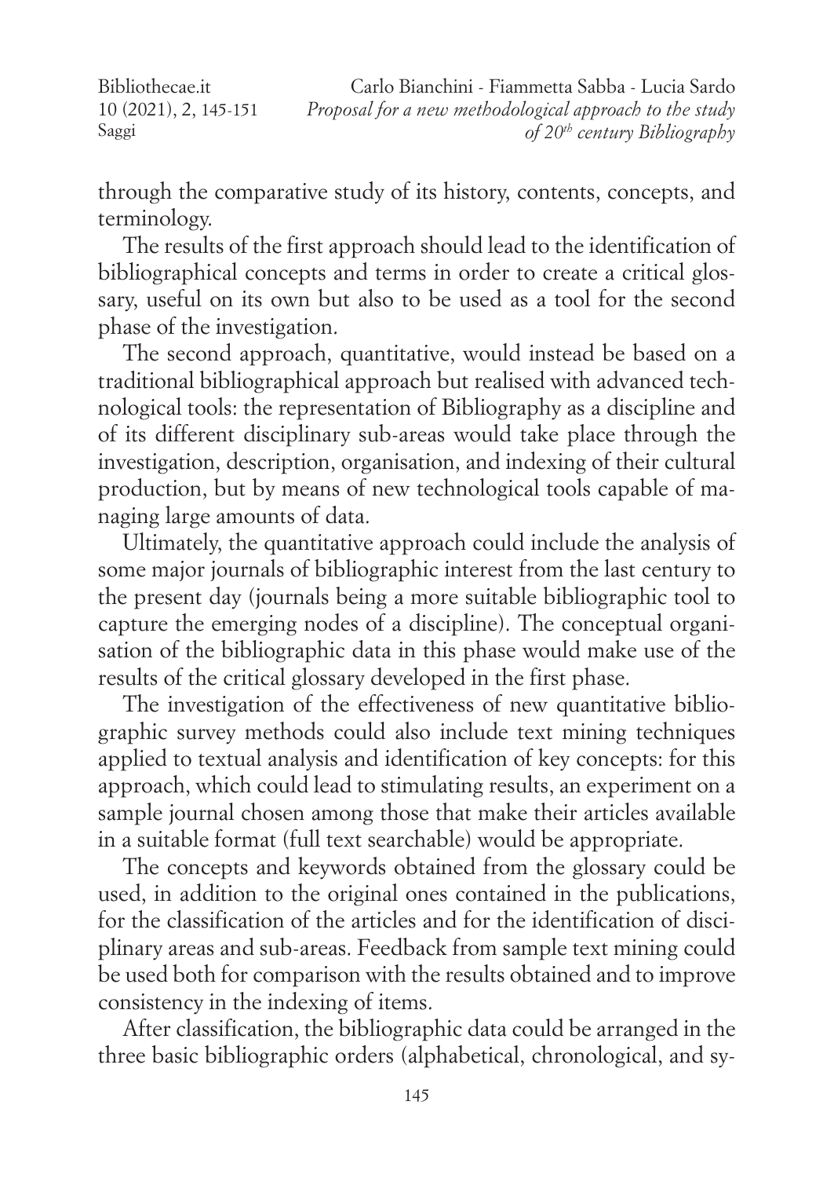through the comparative study of its history, contents, concepts, and terminology.

The results of the first approach should lead to the identification of bibliographical concepts and terms in order to create a critical glossary, useful on its own but also to be used as a tool for the second phase of the investigation.

The second approach, quantitative, would instead be based on a traditional bibliographical approach but realised with advanced technological tools: the representation of Bibliography as a discipline and of its different disciplinary sub-areas would take place through the investigation, description, organisation, and indexing of their cultural production, but by means of new technological tools capable of managing large amounts of data.

Ultimately, the quantitative approach could include the analysis of some major journals of bibliographic interest from the last century to the present day (journals being a more suitable bibliographic tool to capture the emerging nodes of a discipline). The conceptual organisation of the bibliographic data in this phase would make use of the results of the critical glossary developed in the first phase.

The investigation of the effectiveness of new quantitative bibliographic survey methods could also include text mining techniques applied to textual analysis and identification of key concepts: for this approach, which could lead to stimulating results, an experiment on a sample journal chosen among those that make their articles available in a suitable format (full text searchable) would be appropriate.

The concepts and keywords obtained from the glossary could be used, in addition to the original ones contained in the publications, for the classification of the articles and for the identification of disciplinary areas and sub-areas. Feedback from sample text mining could be used both for comparison with the results obtained and to improve consistency in the indexing of items.

After classification, the bibliographic data could be arranged in the three basic bibliographic orders (alphabetical, chronological, and sy-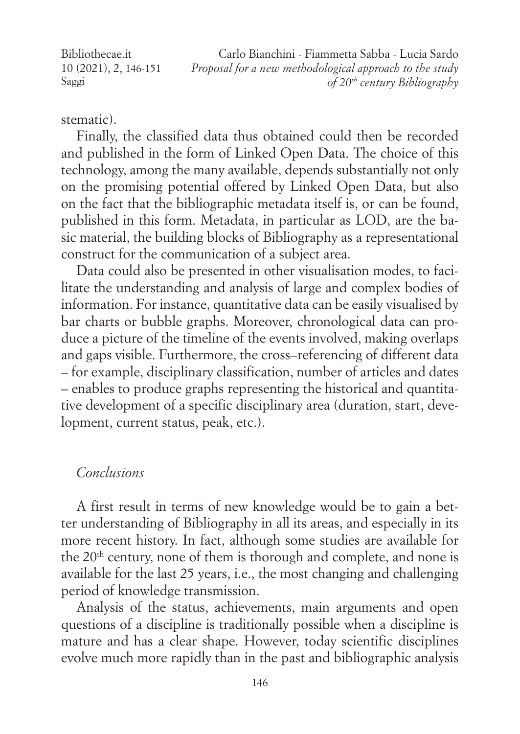stematic).

Finally, the classified data thus obtained could then be recorded and published in the form of Linked Open Data. The choice of this technology, among the many available, depends substantially not only on the promising potential offered by Linked Open Data, but also on the fact that the bibliographic metadata itself is, or can be found, published in this form. Metadata, in particular as LOD, are the basic material, the building blocks of Bibliography as a representational construct for the communication of a subject area.

Data could also be presented in other visualisation modes, to facilitate the understanding and analysis of large and complex bodies of information. For instance, quantitative data can be easily visualised by bar charts or bubble graphs. Moreover, chronological data can produce a picture of the timeline of the events involved, making overlaps and gaps visible. Furthermore, the cross–referencing of different data – for example, disciplinary classification, number of articles and dates – enables to produce graphs representing the historical and quantitative development of a specific disciplinary area (duration, start, development, current status, peak, etc.).

## *Conclusions*

A first result in terms of new knowledge would be to gain a better understanding of Bibliography in all its areas, and especially in its more recent history. In fact, although some studies are available for the 20th century, none of them is thorough and complete, and none is available for the last 25 years, i.e., the most changing and challenging period of knowledge transmission.

Analysis of the status, achievements, main arguments and open questions of a discipline is traditionally possible when a discipline is mature and has a clear shape. However, today scientific disciplines evolve much more rapidly than in the past and bibliographic analysis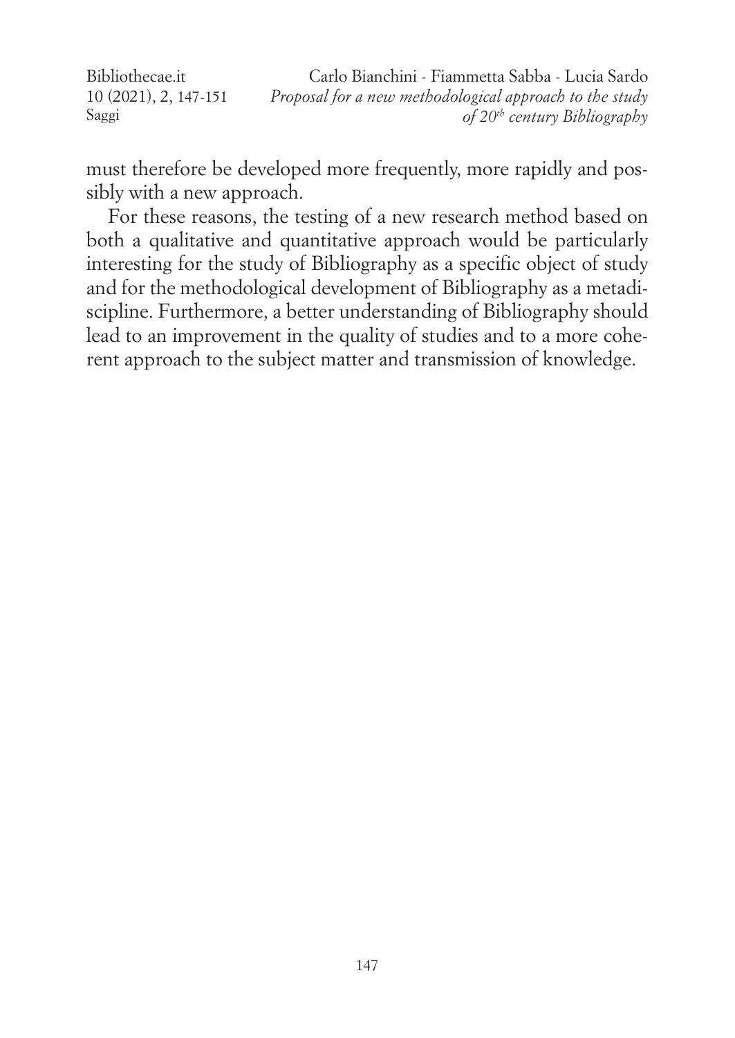must therefore be developed more frequently, more rapidly and possibly with a new approach.

For these reasons, the testing of a new research method based on both a qualitative and quantitative approach would be particularly interesting for the study of Bibliography as a specific object of study and for the methodological development of Bibliography as a metadiscipline. Furthermore, a better understanding of Bibliography should lead to an improvement in the quality of studies and to a more coherent approach to the subject matter and transmission of knowledge.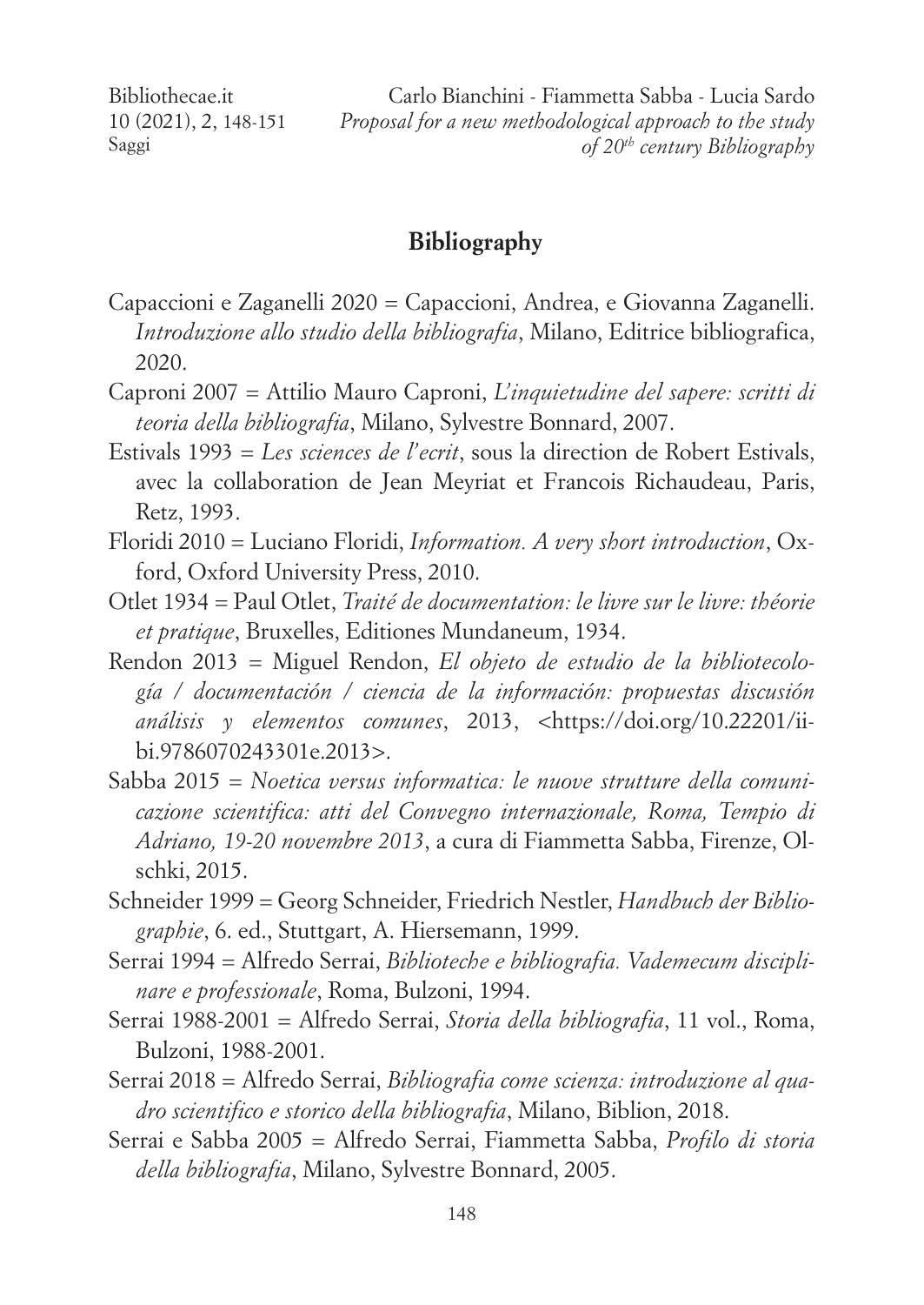## Bibliography

Capaccioni e Zaganelli 2020 = Capaccioni, Andrea, e Giovanna Zaganelli. *Introduzione allo studio della bibliografia*, Milano, Editrice bibliografica, 2020.

Caproni 2007 = Attilio Mauro Caproni, *L'inquietudine del sapere: scritti di teoria della bibliografia*, Milano, Sylvestre Bonnard, 2007.

Estivals 1993 = *Les sciences de l'ecrit*, sous la direction de Robert Estivals, avec la collaboration de Jean Meyriat et Francois Richaudeau, Paris, Retz, 1993.

Floridi 2010 = Luciano Floridi, *Information. A very short introduction*, Oxford, Oxford University Press, 2010.

Otlet 1934 = Paul Otlet, *Traité de documentation: le livre sur le livre: théorie et pratique*, Bruxelles, Editiones Mundaneum, 1934.

Rendon 2013 = Miguel Rendon, *El objeto de estudio de la bibliotecología / documentación / ciencia de la información: propuestas discusión análisis y elementos comunes*, 2013, <https://doi.org/10.22201/iibi.9786070243301e.2013>.

Sabba 2015 = *Noetica versus informatica: le nuove strutture della comunicazione scientifica: atti del Convegno internazionale, Roma, Tempio di Adriano, 19-20 novembre 2013*, a cura di Fiammetta Sabba, Firenze, Olschki, 2015.

Schneider 1999 = Georg Schneider, Friedrich Nestler, *Handbuch der Bibliographie*, 6. ed., Stuttgart, A. Hiersemann, 1999.

Serrai 1994 = Alfredo Serrai, *Biblioteche e bibliografia. Vademecum disciplinare e professionale*, Roma, Bulzoni, 1994.

Serrai 1988-2001 = Alfredo Serrai, *Storia della bibliografia*, 11 vol., Roma, Bulzoni, 1988-2001.

Serrai 2018 = Alfredo Serrai, *Bibliografia come scienza: introduzione al quadro scientifico e storico della bibliografia*, Milano, Biblion, 2018.

Serrai e Sabba 2005 = Alfredo Serrai, Fiammetta Sabba, *Profilo di storia della bibliografia*, Milano, Sylvestre Bonnard, 2005.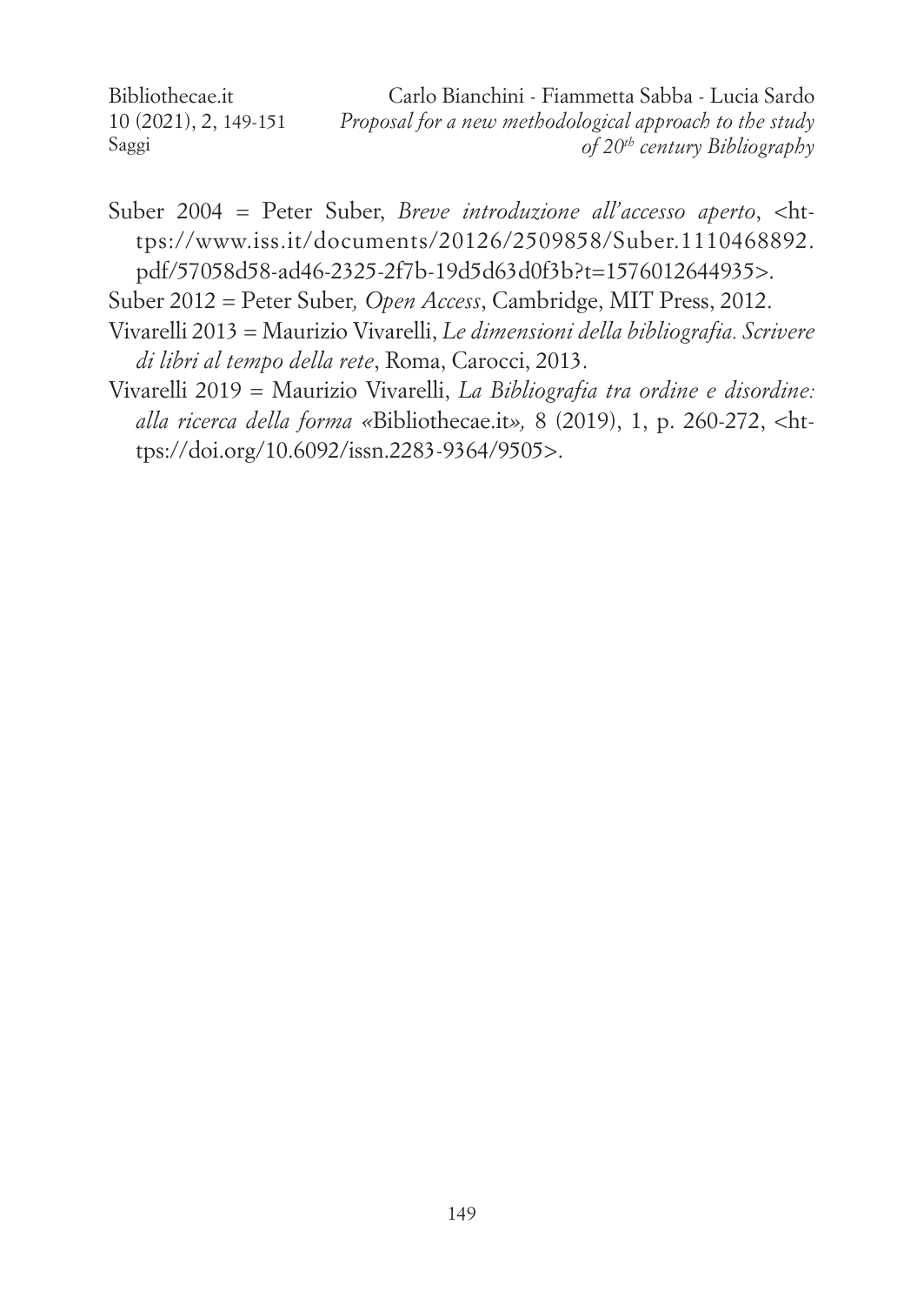Suber 2004 = Peter Suber, *Breve introduzione all'accesso aperto*, <https://www.iss.it/documents/20126/2509858/Suber.1110468892.pdf/57058d58-ad46-2325-2f7b-19d5d63d0f3b?t=1576012644935>.

Suber 2012 = Peter Suber*, Open Access*, Cambridge, MIT Press, 2012.

Vivarelli 2013 = Maurizio Vivarelli, *Le dimensioni della bibliografia. Scrivere di libri al tempo della rete*, Roma, Carocci, 2013.

Vivarelli 2019 = Maurizio Vivarelli, *La Bibliografia tra ordine e disordine: alla ricerca della forma «*Bibliothecae.it*»,* 8 (2019), 1, p. 260-272, <https://doi.org/10.6092/issn.2283-9364/9505>.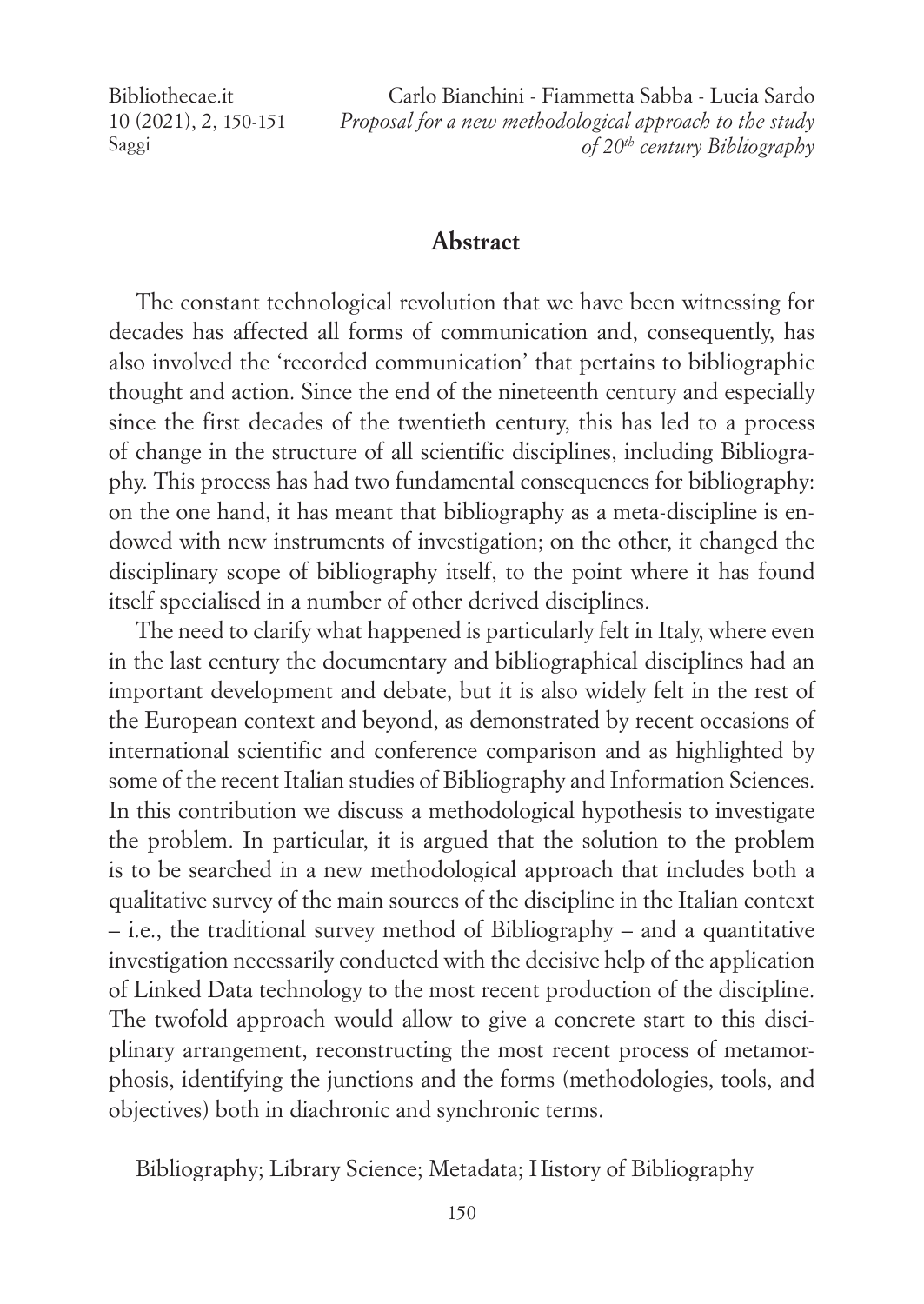## Abstract

The constant technological revolution that we have been witnessing for decades has affected all forms of communication and, consequently, has also involved the 'recorded communication' that pertains to bibliographic thought and action. Since the end of the nineteenth century and especially since the first decades of the twentieth century, this has led to a process of change in the structure of all scientific disciplines, including Bibliography. This process has had two fundamental consequences for bibliography: on the one hand, it has meant that bibliography as a meta-discipline is endowed with new instruments of investigation; on the other, it changed the disciplinary scope of bibliography itself, to the point where it has found itself specialised in a number of other derived disciplines.

The need to clarify what happened is particularly felt in Italy, where even in the last century the documentary and bibliographical disciplines had an important development and debate, but it is also widely felt in the rest of the European context and beyond, as demonstrated by recent occasions of international scientific and conference comparison and as highlighted by some of the recent Italian studies of Bibliography and Information Sciences. In this contribution we discuss a methodological hypothesis to investigate the problem. In particular, it is argued that the solution to the problem is to be searched in a new methodological approach that includes both a qualitative survey of the main sources of the discipline in the Italian context – i.e., the traditional survey method of Bibliography – and a quantitative investigation necessarily conducted with the decisive help of the application of Linked Data technology to the most recent production of the discipline. The twofold approach would allow to give a concrete start to this disciplinary arrangement, reconstructing the most recent process of metamorphosis, identifying the junctions and the forms (methodologies, tools, and objectives) both in diachronic and synchronic terms.

Bibliography; Library Science; Metadata; History of Bibliography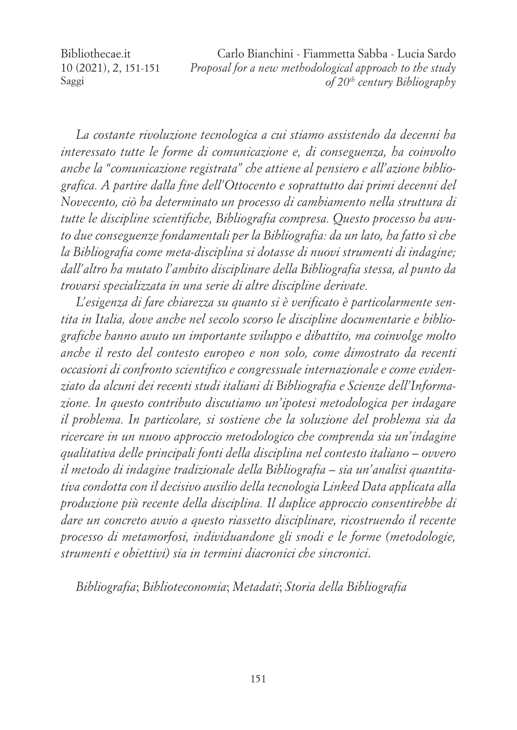*La costante rivoluzione tecnologica a cui stiamo assistendo da decenni ha interessato tutte le forme di comunicazione e, di conseguenza, ha coinvolto anche la "comunicazione registrata" che attiene al pensiero e all'azione bibliografica. A partire dalla fine dell'Ottocento e soprattutto dai primi decenni del Novecento, ciò ha determinato un processo di cambiamento nella struttura di tutte le discipline scientifiche, Bibliografia compresa. Questo processo ha avuto due conseguenze fondamentali per la Bibliografia: da un lato, ha fatto sì che la Bibliografia come meta-disciplina si dotasse di nuovi strumenti di indagine; dall'altro ha mutato l'ambito disciplinare della Bibliografia stessa, al punto da trovarsi specializzata in una serie di altre discipline derivate.*

*L'esigenza di fare chiarezza su quanto si è verificato è particolarmente sentita in Italia, dove anche nel secolo scorso le discipline documentarie e bibliografiche hanno avuto un importante sviluppo e dibattito, ma coinvolge molto anche il resto del contesto europeo e non solo, come dimostrato da recenti occasioni di confronto scientifico e congressuale internazionale e come evidenziato da alcuni dei recenti studi italiani di Bibliografia e Scienze dell'Informazione. In questo contributo discutiamo un'ipotesi metodologica per indagare il problema. In particolare, si sostiene che la soluzione del problema sia da ricercare in un nuovo approccio metodologico che comprenda sia un'indagine qualitativa delle principali fonti della disciplina nel contesto italiano – ovvero il metodo di indagine tradizionale della Bibliografia – sia un'analisi quantitativa condotta con il decisivo ausilio della tecnologia Linked Data applicata alla produzione più recente della disciplina. Il duplice approccio consentirebbe di dare un concreto avvio a questo riassetto disciplinare, ricostruendo il recente processo di metamorfosi, individuandone gli snodi e le forme (metodologie, strumenti e obiettivi) sia in termini diacronici che sincronici.*

*Bibliografia*; *Biblioteconomia*; *Metadati*; *Storia della Bibliografia*